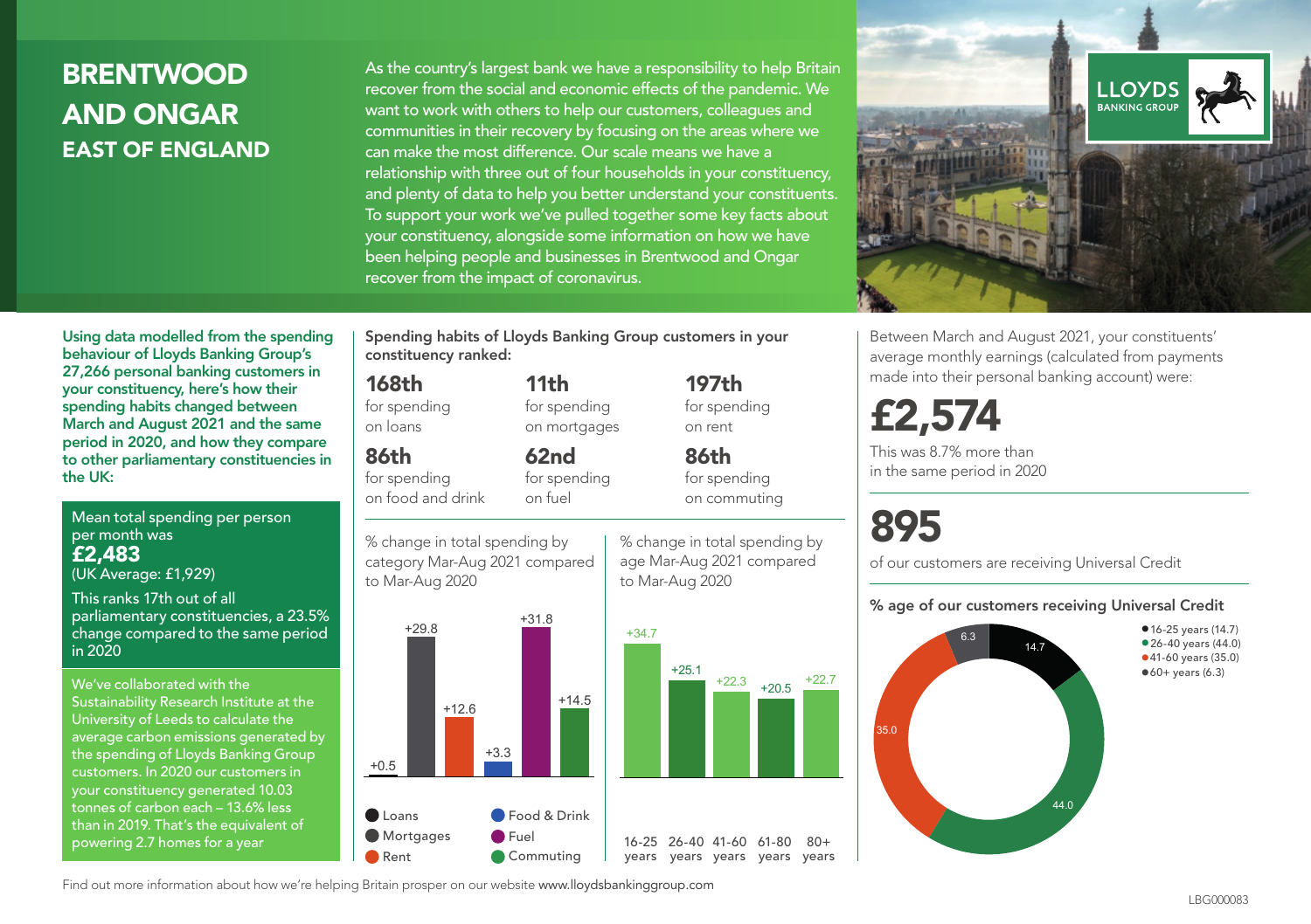# BRENTWOOD AND ONGAR
## EAST OF ENGLAND

As the country's largest bank we have a responsibility to help Britain recover from the social and economic effects of the pandemic. We want to work with others to help our customers, colleagues and communities in their recovery by focusing on the areas where we can make the most difference. Our scale means we have a relationship with three out of four households in your constituency, and plenty of data to help you better understand your constituents. To support your work we've pulled together some key facts about your constituency, alongside some information on how we have been helping people and businesses in Brentwood and Ongar recover from the impact of coronavirus.

**Using data modelled from the spending behaviour of Lloyds Banking Group's 27,266 personal banking customers in your constituency, here's how their spending habits changed between March and August 2021 and the same period in 2020, and how they compare to other parliamentary constituencies in the UK:**

Mean total spending per person per month was
**£2,483**
(UK Average: £1,929)

This ranks 17th out of all parliamentary constituencies, a 23.5% change compared to the same period in 2020

We've collaborated with the Sustainability Research Institute at the University of Leeds to calculate the average carbon emissions generated by the spending of Lloyds Banking Group customers. In 2020 our customers in your constituency generated 10.03 tonnes of carbon each – 13.6% less than in 2019. That's the equivalent of powering 2.7 homes for a year

**Spending habits of Lloyds Banking Group customers in your constituency ranked:**

- **168th** for spending on loans
- **11th** for spending on mortgages
- **197th** for spending on rent
- **86th** for spending on food and drink
- **62nd** for spending on fuel
- **86th** for spending on commuting

% change in total spending by category Mar-Aug 2021 compared to Mar-Aug 2020

| Category | % change |
|---|---|
| Loans | +0.5 |
| Mortgages | +29.8 |
| Rent | +12.6 |
| Food & Drink | +3.3 |
| Fuel | +31.8 |
| Commuting | +14.5 |

% change in total spending by age Mar-Aug 2021 compared to Mar-Aug 2020

| Age | % change |
|---|---|
| 16-25 years | +34.7 |
| 26-40 years | +25.1 |
| 41-60 years | +22.3 |
| 61-80 years | +20.5 |
| 80+ years | +22.7 |

Between March and August 2021, your constituents' average monthly earnings (calculated from payments made into their personal banking account) were:

**£2,574**

This was 8.7% more than in the same period in 2020

**895**

of our customers are receiving Universal Credit

**% age of our customers receiving Universal Credit**

- 16-25 years (14.7)
- 26-40 years (44.0)
- 41-60 years (35.0)
- 60+ years (6.3)

Find out more information about how we're helping Britain prosper on our website www.lloydsbankinggroup.com

LBG000083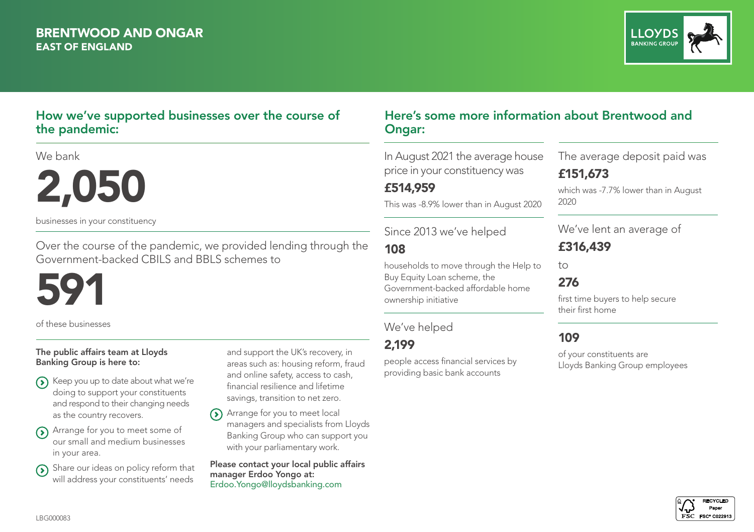# BRENTWOOD AND ONGAR
## EAST OF ENGLAND

LLOYDS BANKING GROUP

## How we've supported businesses over the course of the pandemic:

We bank

**2,050**

businesses in your constituency

Over the course of the pandemic, we provided lending through the Government-backed CBILS and BBLS schemes to

**591**

of these businesses

**The public affairs team at Lloyds Banking Group is here to:**

- Keep you up to date about what we're doing to support your constituents and respond to their changing needs as the country recovers.
- Arrange for you to meet some of our small and medium businesses in your area.
- Share our ideas on policy reform that will address your constituents' needs and support the UK's recovery, in areas such as: housing reform, fraud and online safety, access to cash, financial resilience and lifetime savings, transition to net zero.
- Arrange for you to meet local managers and specialists from Lloyds Banking Group who can support you with your parliamentary work.

**Please contact your local public affairs manager Erdoo Yongo at:**
Erdoo.Yongo@lloydsbanking.com

## Here's some more information about Brentwood and Ongar:

In August 2021 the average house price in your constituency was

**£514,959**

This was -8.9% lower than in August 2020

The average deposit paid was

**£151,673**

which was -7.7% lower than in August 2020

Since 2013 we've helped

**108**

households to move through the Help to Buy Equity Loan scheme, the Government-backed affordable home ownership initiative

We've lent an average of

**£316,439**

to

**276**

first time buyers to help secure their first home

We've helped

**2,199**

people access financial services by providing basic bank accounts

**109**

of your constituents are Lloyds Banking Group employees

LBG000083